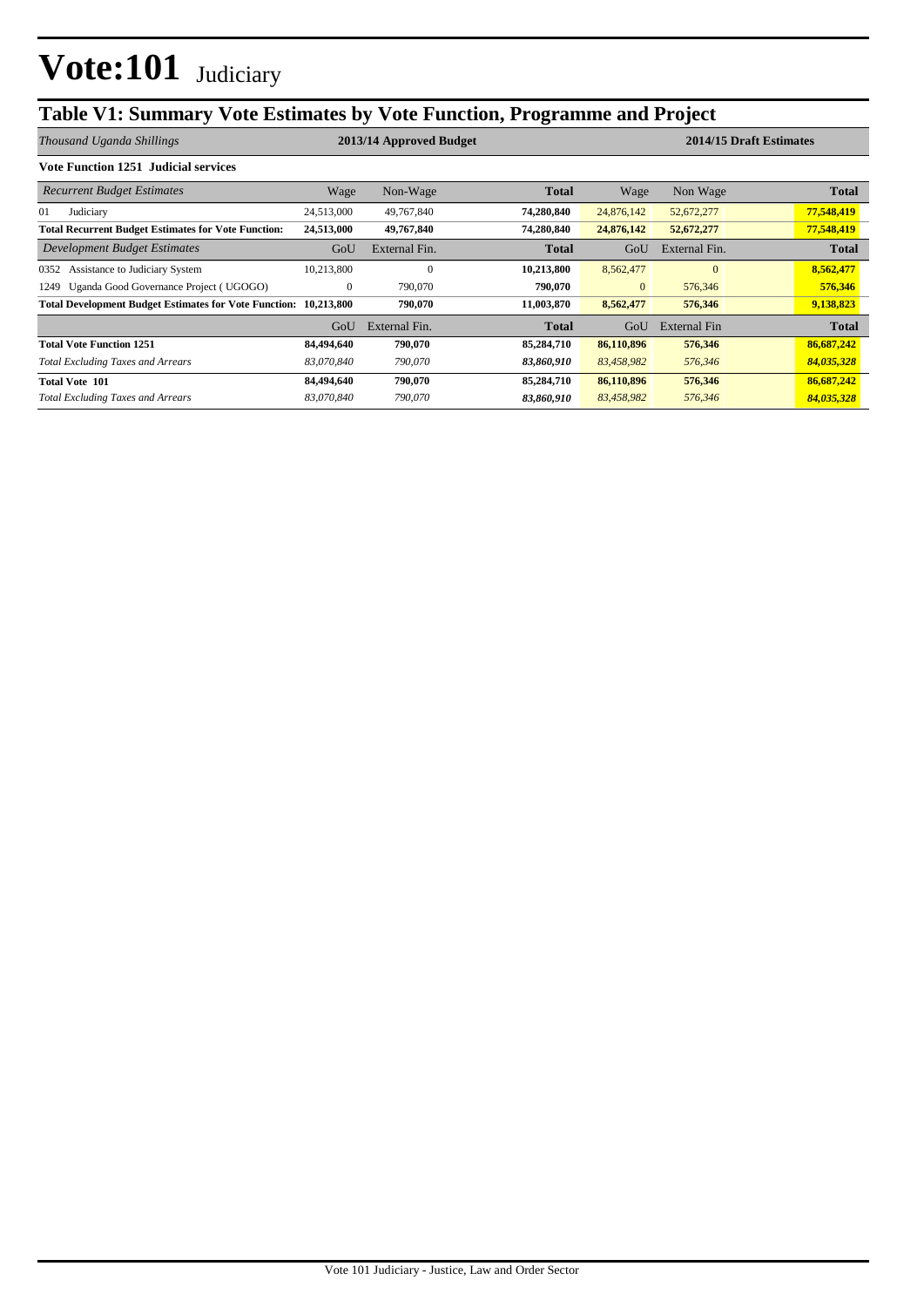# Vote:101 Judiciary

## Table V1: Summary Vote Estimates by Vote Function, Programme and Project

| *Thousand Uganda Shillings* | 2013/14 Approved Budget | | | 2014/15 Draft Estimates | | |
|---|---|---|---|---|---|---|
| **Vote Function 1251 Judicial services** | | | | | | |
| *Recurrent Budget Estimates* | Wage | Non-Wage | **Total** | Wage | Non Wage | **Total** |
| 01 Judiciary | 24,513,000 | 49,767,840 | **74,280,840** | 24,876,142 | 52,672,277 | **77,548,419** |
| **Total Recurrent Budget Estimates for Vote Function:** | **24,513,000** | **49,767,840** | **74,280,840** | **24,876,142** | **52,672,277** | **77,548,419** |
| *Development Budget Estimates* | GoU | External Fin. | **Total** | GoU | External Fin. | **Total** |
| 0352 Assistance to Judiciary System | 10,213,800 | 0 | **10,213,800** | 8,562,477 | 0 | **8,562,477** |
| 1249 Uganda Good Governance Project ( UGOGO) | 0 | 790,070 | **790,070** | 0 | 576,346 | **576,346** |
| **Total Development Budget Estimates for Vote Function:** | **10,213,800** | **790,070** | **11,003,870** | **8,562,477** | **576,346** | **9,138,823** |
| | GoU | External Fin. | **Total** | GoU | External Fin | **Total** |
| **Total Vote Function 1251** | **84,494,640** | **790,070** | **85,284,710** | **86,110,896** | **576,346** | **86,687,242** |
| *Total Excluding Taxes and Arrears* | *83,070,840* | *790,070* | ***83,860,910*** | *83,458,982* | *576,346* | ***84,035,328*** |
| **Total Vote 101** | **84,494,640** | **790,070** | **85,284,710** | **86,110,896** | **576,346** | **86,687,242** |
| *Total Excluding Taxes and Arrears* | *83,070,840* | *790,070* | ***83,860,910*** | *83,458,982* | *576,346* | ***84,035,328*** |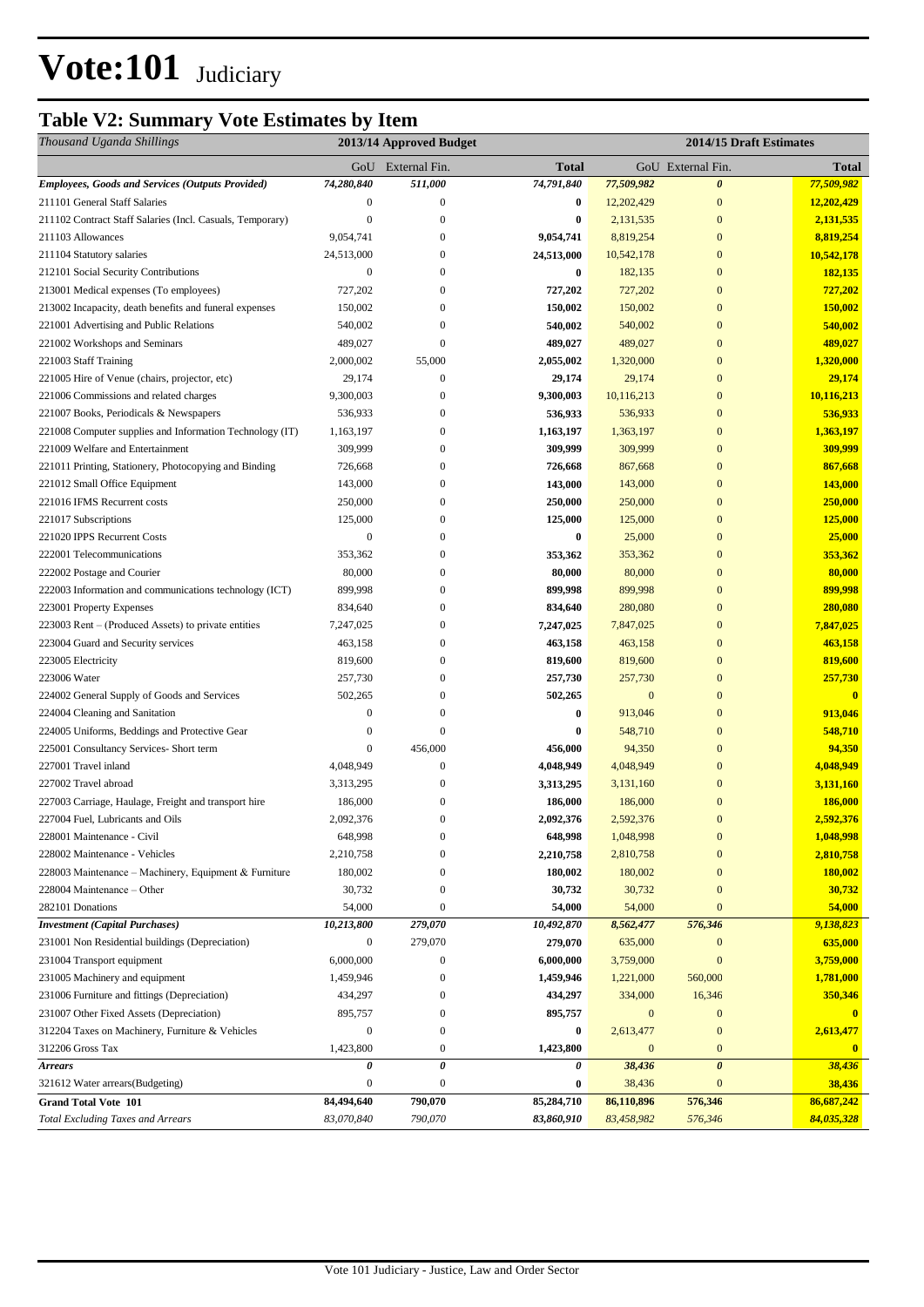# Vote:101 Judiciary

## Table V2: Summary Vote Estimates by Item

| *Thousand Uganda Shillings* | 2013/14 Approved Budget | | | 2014/15 Draft Estimates | | |
|---|---|---|---|---|---|---|
| | GoU | External Fin. | **Total** | GoU | External Fin. | **Total** |
| ***Employees, Goods and Services (Outputs Provided)*** | ***74,280,840*** | ***511,000*** | ***74,791,840*** | ***77,509,982*** | ***0*** | ***77,509,982*** |
| 211101 General Staff Salaries | 0 | 0 | **0** | 12,202,429 | 0 | **12,202,429** |
| 211102 Contract Staff Salaries (Incl. Casuals, Temporary) | 0 | 0 | **0** | 2,131,535 | 0 | **2,131,535** |
| 211103 Allowances | 9,054,741 | 0 | **9,054,741** | 8,819,254 | 0 | **8,819,254** |
| 211104 Statutory salaries | 24,513,000 | 0 | **24,513,000** | 10,542,178 | 0 | **10,542,178** |
| 212101 Social Security Contributions | 0 | 0 | **0** | 182,135 | 0 | **182,135** |
| 213001 Medical expenses (To employees) | 727,202 | 0 | **727,202** | 727,202 | 0 | **727,202** |
| 213002 Incapacity, death benefits and funeral expenses | 150,002 | 0 | **150,002** | 150,002 | 0 | **150,002** |
| 221001 Advertising and Public Relations | 540,002 | 0 | **540,002** | 540,002 | 0 | **540,002** |
| 221002 Workshops and Seminars | 489,027 | 0 | **489,027** | 489,027 | 0 | **489,027** |
| 221003 Staff Training | 2,000,002 | 55,000 | **2,055,002** | 1,320,000 | 0 | **1,320,000** |
| 221005 Hire of Venue (chairs, projector, etc) | 29,174 | 0 | **29,174** | 29,174 | 0 | **29,174** |
| 221006 Commissions and related charges | 9,300,003 | 0 | **9,300,003** | 10,116,213 | 0 | **10,116,213** |
| 221007 Books, Periodicals & Newspapers | 536,933 | 0 | **536,933** | 536,933 | 0 | **536,933** |
| 221008 Computer supplies and Information Technology (IT) | 1,163,197 | 0 | **1,163,197** | 1,363,197 | 0 | **1,363,197** |
| 221009 Welfare and Entertainment | 309,999 | 0 | **309,999** | 309,999 | 0 | **309,999** |
| 221011 Printing, Stationery, Photocopying and Binding | 726,668 | 0 | **726,668** | 867,668 | 0 | **867,668** |
| 221012 Small Office Equipment | 143,000 | 0 | **143,000** | 143,000 | 0 | **143,000** |
| 221016 IFMS Recurrent costs | 250,000 | 0 | **250,000** | 250,000 | 0 | **250,000** |
| 221017 Subscriptions | 125,000 | 0 | **125,000** | 125,000 | 0 | **125,000** |
| 221020 IPPS Recurrent Costs | 0 | 0 | **0** | 25,000 | 0 | **25,000** |
| 222001 Telecommunications | 353,362 | 0 | **353,362** | 353,362 | 0 | **353,362** |
| 222002 Postage and Courier | 80,000 | 0 | **80,000** | 80,000 | 0 | **80,000** |
| 222003 Information and communications technology (ICT) | 899,998 | 0 | **899,998** | 899,998 | 0 | **899,998** |
| 223001 Property Expenses | 834,640 | 0 | **834,640** | 280,080 | 0 | **280,080** |
| 223003 Rent – (Produced Assets) to private entities | 7,247,025 | 0 | **7,247,025** | 7,847,025 | 0 | **7,847,025** |
| 223004 Guard and Security services | 463,158 | 0 | **463,158** | 463,158 | 0 | **463,158** |
| 223005 Electricity | 819,600 | 0 | **819,600** | 819,600 | 0 | **819,600** |
| 223006 Water | 257,730 | 0 | **257,730** | 257,730 | 0 | **257,730** |
| 224002 General Supply of Goods and Services | 502,265 | 0 | **502,265** | 0 | 0 | **0** |
| 224004 Cleaning and Sanitation | 0 | 0 | **0** | 913,046 | 0 | **913,046** |
| 224005 Uniforms, Beddings and Protective Gear | 0 | 0 | **0** | 548,710 | 0 | **548,710** |
| 225001 Consultancy Services- Short term | 0 | 456,000 | **456,000** | 94,350 | 0 | **94,350** |
| 227001 Travel inland | 4,048,949 | 0 | **4,048,949** | 4,048,949 | 0 | **4,048,949** |
| 227002 Travel abroad | 3,313,295 | 0 | **3,313,295** | 3,131,160 | 0 | **3,131,160** |
| 227003 Carriage, Haulage, Freight and transport hire | 186,000 | 0 | **186,000** | 186,000 | 0 | **186,000** |
| 227004 Fuel, Lubricants and Oils | 2,092,376 | 0 | **2,092,376** | 2,592,376 | 0 | **2,592,376** |
| 228001 Maintenance - Civil | 648,998 | 0 | **648,998** | 1,048,998 | 0 | **1,048,998** |
| 228002 Maintenance - Vehicles | 2,210,758 | 0 | **2,210,758** | 2,810,758 | 0 | **2,810,758** |
| 228003 Maintenance – Machinery, Equipment & Furniture | 180,002 | 0 | **180,002** | 180,002 | 0 | **180,002** |
| 228004 Maintenance – Other | 30,732 | 0 | **30,732** | 30,732 | 0 | **30,732** |
| 282101 Donations | 54,000 | 0 | **54,000** | 54,000 | 0 | **54,000** |
| ***Investment (Capital Purchases)*** | ***10,213,800*** | ***279,070*** | ***10,492,870*** | ***8,562,477*** | ***576,346*** | ***9,138,823*** |
| 231001 Non Residential buildings (Depreciation) | 0 | 279,070 | **279,070** | 635,000 | 0 | **635,000** |
| 231004 Transport equipment | 6,000,000 | 0 | **6,000,000** | 3,759,000 | 0 | **3,759,000** |
| 231005 Machinery and equipment | 1,459,946 | 0 | **1,459,946** | 1,221,000 | 560,000 | **1,781,000** |
| 231006 Furniture and fittings (Depreciation) | 434,297 | 0 | **434,297** | 334,000 | 16,346 | **350,346** |
| 231007 Other Fixed Assets (Depreciation) | 895,757 | 0 | **895,757** | 0 | 0 | **0** |
| 312204 Taxes on Machinery, Furniture & Vehicles | 0 | 0 | **0** | 2,613,477 | 0 | **2,613,477** |
| 312206 Gross Tax | 1,423,800 | 0 | **1,423,800** | 0 | 0 | **0** |
| ***Arrears*** | ***0*** | ***0*** | ***0*** | ***38,436*** | ***0*** | ***38,436*** |
| 321612 Water arrears(Budgeting) | 0 | 0 | **0** | 38,436 | 0 | **38,436** |
| **Grand Total Vote 101** | **84,494,640** | **790,070** | **85,284,710** | **86,110,896** | **576,346** | **86,687,242** |
| *Total Excluding Taxes and Arrears* | *83,070,840* | *790,070* | *83,860,910* | *83,458,982* | *576,346* | *84,035,328* |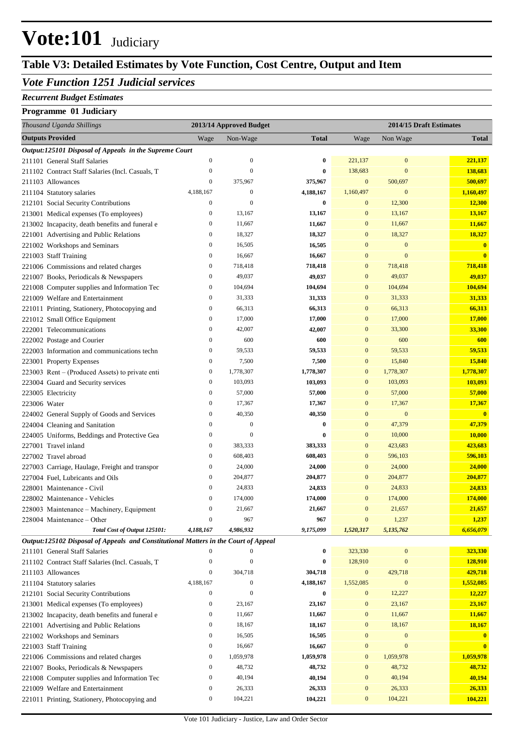# Vote:101 Judiciary

## Table V3: Detailed Estimates by Vote Function, Cost Centre, Output and Item

### *Vote Function 1251 Judicial services*

#### *Recurrent Budget Estimates*

#### Programme 01 Judiciary

| *Thousand Uganda Shillings* | 2013/14 Approved Budget | | | 2014/15 Draft Estimates | | |
|---|---|---|---|---|---|---|
| **Outputs Provided** | Wage | Non-Wage | **Total** | Wage | Non Wage | **Total** |
| ***Output:125101 Disposal of Appeals in the Supreme Court*** | | | | | | |
| 211101 General Staff Salaries | 0 | 0 | **0** | 221,137 | 0 | **221,137** |
| 211102 Contract Staff Salaries (Incl. Casuals, T | 0 | 0 | **0** | 138,683 | 0 | **138,683** |
| 211103 Allowances | 0 | 375,967 | **375,967** | 0 | 500,697 | **500,697** |
| 211104 Statutory salaries | 4,188,167 | 0 | **4,188,167** | 1,160,497 | 0 | **1,160,497** |
| 212101 Social Security Contributions | 0 | 0 | **0** | 0 | 12,300 | **12,300** |
| 213001 Medical expenses (To employees) | 0 | 13,167 | **13,167** | 0 | 13,167 | **13,167** |
| 213002 Incapacity, death benefits and funeral e | 0 | 11,667 | **11,667** | 0 | 11,667 | **11,667** |
| 221001 Advertising and Public Relations | 0 | 18,327 | **18,327** | 0 | 18,327 | **18,327** |
| 221002 Workshops and Seminars | 0 | 16,505 | **16,505** | 0 | 0 | **0** |
| 221003 Staff Training | 0 | 16,667 | **16,667** | 0 | 0 | **0** |
| 221006 Commissions and related charges | 0 | 718,418 | **718,418** | 0 | 718,418 | **718,418** |
| 221007 Books, Periodicals & Newspapers | 0 | 49,037 | **49,037** | 0 | 49,037 | **49,037** |
| 221008 Computer supplies and Information Tec | 0 | 104,694 | **104,694** | 0 | 104,694 | **104,694** |
| 221009 Welfare and Entertainment | 0 | 31,333 | **31,333** | 0 | 31,333 | **31,333** |
| 221011 Printing, Stationery, Photocopying and | 0 | 66,313 | **66,313** | 0 | 66,313 | **66,313** |
| 221012 Small Office Equipment | 0 | 17,000 | **17,000** | 0 | 17,000 | **17,000** |
| 222001 Telecommunications | 0 | 42,007 | **42,007** | 0 | 33,300 | **33,300** |
| 222002 Postage and Courier | 0 | 600 | **600** | 0 | 600 | **600** |
| 222003 Information and communications techn | 0 | 59,533 | **59,533** | 0 | 59,533 | **59,533** |
| 223001 Property Expenses | 0 | 7,500 | **7,500** | 0 | 15,840 | **15,840** |
| 223003 Rent – (Produced Assets) to private enti | 0 | 1,778,307 | **1,778,307** | 0 | 1,778,307 | **1,778,307** |
| 223004 Guard and Security services | 0 | 103,093 | **103,093** | 0 | 103,093 | **103,093** |
| 223005 Electricity | 0 | 57,000 | **57,000** | 0 | 57,000 | **57,000** |
| 223006 Water | 0 | 17,367 | **17,367** | 0 | 17,367 | **17,367** |
| 224002 General Supply of Goods and Services | 0 | 40,350 | **40,350** | 0 | 0 | **0** |
| 224004 Cleaning and Sanitation | 0 | 0 | **0** | 0 | 47,379 | **47,379** |
| 224005 Uniforms, Beddings and Protective Gea | 0 | 0 | **0** | 0 | 10,000 | **10,000** |
| 227001 Travel inland | 0 | 383,333 | **383,333** | 0 | 423,683 | **423,683** |
| 227002 Travel abroad | 0 | 608,403 | **608,403** | 0 | 596,103 | **596,103** |
| 227003 Carriage, Haulage, Freight and transpor | 0 | 24,000 | **24,000** | 0 | 24,000 | **24,000** |
| 227004 Fuel, Lubricants and Oils | 0 | 204,877 | **204,877** | 0 | 204,877 | **204,877** |
| 228001 Maintenance - Civil | 0 | 24,833 | **24,833** | 0 | 24,833 | **24,833** |
| 228002 Maintenance - Vehicles | 0 | 174,000 | **174,000** | 0 | 174,000 | **174,000** |
| 228003 Maintenance – Machinery, Equipment | 0 | 21,667 | **21,667** | 0 | 21,657 | **21,657** |
| 228004 Maintenance – Other | 0 | 967 | **967** | 0 | 1,237 | **1,237** |
| ***Total Cost of Output 125101:*** | ***4,188,167*** | ***4,986,932*** | ***9,175,099*** | ***1,520,317*** | ***5,135,762*** | ***6,656,079*** |
| ***Output:125102 Disposal of Appeals and Constitutional Matters in the Court of Appeal*** | | | | | | |
| 211101 General Staff Salaries | 0 | 0 | **0** | 323,330 | 0 | **323,330** |
| 211102 Contract Staff Salaries (Incl. Casuals, T | 0 | 0 | **0** | 128,910 | 0 | **128,910** |
| 211103 Allowances | 0 | 304,718 | **304,718** | 0 | 429,718 | **429,718** |
| 211104 Statutory salaries | 4,188,167 | 0 | **4,188,167** | 1,552,085 | 0 | **1,552,085** |
| 212101 Social Security Contributions | 0 | 0 | **0** | 0 | 12,227 | **12,227** |
| 213001 Medical expenses (To employees) | 0 | 23,167 | **23,167** | 0 | 23,167 | **23,167** |
| 213002 Incapacity, death benefits and funeral e | 0 | 11,667 | **11,667** | 0 | 11,667 | **11,667** |
| 221001 Advertising and Public Relations | 0 | 18,167 | **18,167** | 0 | 18,167 | **18,167** |
| 221002 Workshops and Seminars | 0 | 16,505 | **16,505** | 0 | 0 | **0** |
| 221003 Staff Training | 0 | 16,667 | **16,667** | 0 | 0 | **0** |
| 221006 Commissions and related charges | 0 | 1,059,978 | **1,059,978** | 0 | 1,059,978 | **1,059,978** |
| 221007 Books, Periodicals & Newspapers | 0 | 48,732 | **48,732** | 0 | 48,732 | **48,732** |
| 221008 Computer supplies and Information Tec | 0 | 40,194 | **40,194** | 0 | 40,194 | **40,194** |
| 221009 Welfare and Entertainment | 0 | 26,333 | **26,333** | 0 | 26,333 | **26,333** |
| 221011 Printing, Stationery, Photocopying and | 0 | 104,221 | **104,221** | 0 | 104,221 | **104,221** |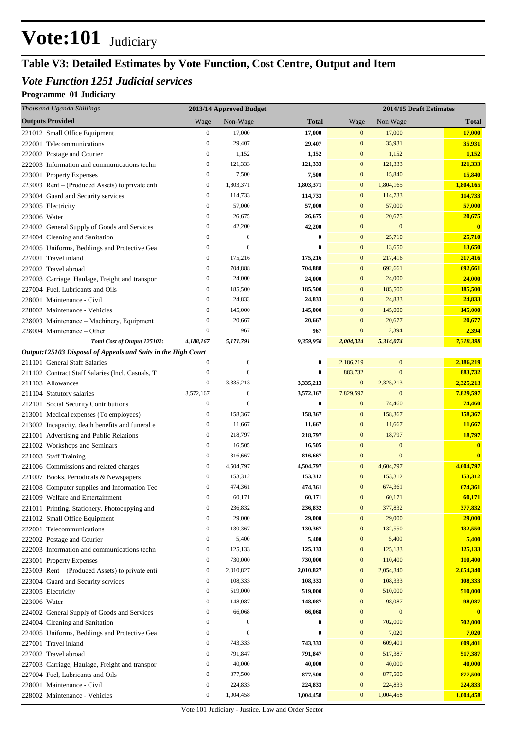# Vote:101 Judiciary

## Table V3: Detailed Estimates by Vote Function, Cost Centre, Output and Item

### *Vote Function 1251 Judicial services*

**Programme 01 Judiciary**

| *Thousand Uganda Shillings* | 2013/14 Approved Budget | | | 2014/15 Draft Estimates | | |
|---|---|---|---|---|---|---|
| **Outputs Provided** | Wage | Non-Wage | **Total** | Wage | Non Wage | **Total** |
| 221012 Small Office Equipment | 0 | 17,000 | **17,000** | 0 | 17,000 | **17,000** |
| 222001 Telecommunications | 0 | 29,407 | **29,407** | 0 | 35,931 | **35,931** |
| 222002 Postage and Courier | 0 | 1,152 | **1,152** | 0 | 1,152 | **1,152** |
| 222003 Information and communications techn | 0 | 121,333 | **121,333** | 0 | 121,333 | **121,333** |
| 223001 Property Expenses | 0 | 7,500 | **7,500** | 0 | 15,840 | **15,840** |
| 223003 Rent – (Produced Assets) to private enti | 0 | 1,803,371 | **1,803,371** | 0 | 1,804,165 | **1,804,165** |
| 223004 Guard and Security services | 0 | 114,733 | **114,733** | 0 | 114,733 | **114,733** |
| 223005 Electricity | 0 | 57,000 | **57,000** | 0 | 57,000 | **57,000** |
| 223006 Water | 0 | 26,675 | **26,675** | 0 | 20,675 | **20,675** |
| 224002 General Supply of Goods and Services | 0 | 42,200 | **42,200** | 0 | 0 | **0** |
| 224004 Cleaning and Sanitation | 0 | 0 | **0** | 0 | 25,710 | **25,710** |
| 224005 Uniforms, Beddings and Protective Gea | 0 | 0 | **0** | 0 | 13,650 | **13,650** |
| 227001 Travel inland | 0 | 175,216 | **175,216** | 0 | 217,416 | **217,416** |
| 227002 Travel abroad | 0 | 704,888 | **704,888** | 0 | 692,661 | **692,661** |
| 227003 Carriage, Haulage, Freight and transpor | 0 | 24,000 | **24,000** | 0 | 24,000 | **24,000** |
| 227004 Fuel, Lubricants and Oils | 0 | 185,500 | **185,500** | 0 | 185,500 | **185,500** |
| 228001 Maintenance - Civil | 0 | 24,833 | **24,833** | 0 | 24,833 | **24,833** |
| 228002 Maintenance - Vehicles | 0 | 145,000 | **145,000** | 0 | 145,000 | **145,000** |
| 228003 Maintenance – Machinery, Equipment | 0 | 20,667 | **20,667** | 0 | 20,677 | **20,677** |
| 228004 Maintenance – Other | 0 | 967 | **967** | 0 | 2,394 | **2,394** |
| ***Total Cost of Output 125102:*** | ***4,188,167*** | ***5,171,791*** | ***9,359,958*** | ***2,004,324*** | ***5,314,074*** | ***7,318,398*** |
| ***Output:125103 Disposal of Appeals and Suits in the High Court*** | | | | | | |
| 211101 General Staff Salaries | 0 | 0 | **0** | 2,186,219 | 0 | **2,186,219** |
| 211102 Contract Staff Salaries (Incl. Casuals, T | 0 | 0 | **0** | 883,732 | 0 | **883,732** |
| 211103 Allowances | 0 | 3,335,213 | **3,335,213** | 0 | 2,325,213 | **2,325,213** |
| 211104 Statutory salaries | 3,572,167 | 0 | **3,572,167** | 7,829,597 | 0 | **7,829,597** |
| 212101 Social Security Contributions | 0 | 0 | **0** | 0 | 74,460 | **74,460** |
| 213001 Medical expenses (To employees) | 0 | 158,367 | **158,367** | 0 | 158,367 | **158,367** |
| 213002 Incapacity, death benefits and funeral e | 0 | 11,667 | **11,667** | 0 | 11,667 | **11,667** |
| 221001 Advertising and Public Relations | 0 | 218,797 | **218,797** | 0 | 18,797 | **18,797** |
| 221002 Workshops and Seminars | 0 | 16,505 | **16,505** | 0 | 0 | **0** |
| 221003 Staff Training | 0 | 816,667 | **816,667** | 0 | 0 | **0** |
| 221006 Commissions and related charges | 0 | 4,504,797 | **4,504,797** | 0 | 4,604,797 | **4,604,797** |
| 221007 Books, Periodicals & Newspapers | 0 | 153,312 | **153,312** | 0 | 153,312 | **153,312** |
| 221008 Computer supplies and Information Tec | 0 | 474,361 | **474,361** | 0 | 674,361 | **674,361** |
| 221009 Welfare and Entertainment | 0 | 60,171 | **60,171** | 0 | 60,171 | **60,171** |
| 221011 Printing, Stationery, Photocopying and | 0 | 236,832 | **236,832** | 0 | 377,832 | **377,832** |
| 221012 Small Office Equipment | 0 | 29,000 | **29,000** | 0 | 29,000 | **29,000** |
| 222001 Telecommunications | 0 | 130,367 | **130,367** | 0 | 132,550 | **132,550** |
| 222002 Postage and Courier | 0 | 5,400 | **5,400** | 0 | 5,400 | **5,400** |
| 222003 Information and communications techn | 0 | 125,133 | **125,133** | 0 | 125,133 | **125,133** |
| 223001 Property Expenses | 0 | 730,000 | **730,000** | 0 | 110,400 | **110,400** |
| 223003 Rent – (Produced Assets) to private enti | 0 | 2,010,827 | **2,010,827** | 0 | 2,054,340 | **2,054,340** |
| 223004 Guard and Security services | 0 | 108,333 | **108,333** | 0 | 108,333 | **108,333** |
| 223005 Electricity | 0 | 519,000 | **519,000** | 0 | 510,000 | **510,000** |
| 223006 Water | 0 | 148,087 | **148,087** | 0 | 98,087 | **98,087** |
| 224002 General Supply of Goods and Services | 0 | 66,068 | **66,068** | 0 | 0 | **0** |
| 224004 Cleaning and Sanitation | 0 | 0 | **0** | 0 | 702,000 | **702,000** |
| 224005 Uniforms, Beddings and Protective Gea | 0 | 0 | **0** | 0 | 7,020 | **7,020** |
| 227001 Travel inland | 0 | 743,333 | **743,333** | 0 | 609,401 | **609,401** |
| 227002 Travel abroad | 0 | 791,847 | **791,847** | 0 | 517,387 | **517,387** |
| 227003 Carriage, Haulage, Freight and transpor | 0 | 40,000 | **40,000** | 0 | 40,000 | **40,000** |
| 227004 Fuel, Lubricants and Oils | 0 | 877,500 | **877,500** | 0 | 877,500 | **877,500** |
| 228001 Maintenance - Civil | 0 | 224,833 | **224,833** | 0 | 224,833 | **224,833** |
| 228002 Maintenance - Vehicles | 0 | 1,004,458 | **1,004,458** | 0 | 1,004,458 | **1,004,458** |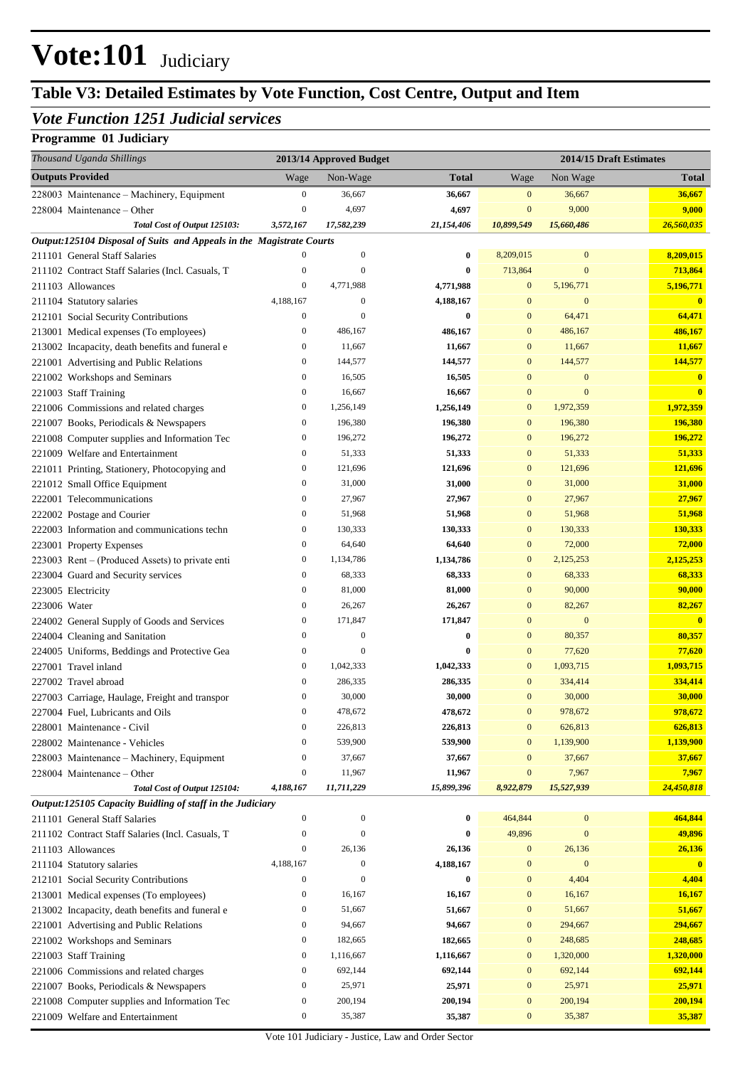# Vote:101 Judiciary

## Table V3: Detailed Estimates by Vote Function, Cost Centre, Output and Item

### *Vote Function 1251 Judicial services*

**Programme 01 Judiciary**

| *Thousand Uganda Shillings* | 2013/14 Approved Budget | | | 2014/15 Draft Estimates | | |
|---|---|---|---|---|---|---|
| **Outputs Provided** | Wage | Non-Wage | **Total** | Wage | Non Wage | **Total** |
| 228003 Maintenance – Machinery, Equipment | 0 | 36,667 | **36,667** | 0 | 36,667 | **36,667** |
| 228004 Maintenance – Other | 0 | 4,697 | **4,697** | 0 | 9,000 | **9,000** |
| ***Total Cost of Output 125103:*** | ***3,572,167*** | ***17,582,239*** | ***21,154,406*** | ***10,899,549*** | ***15,660,486*** | ***26,560,035*** |
| ***Output:125104 Disposal of Suits and Appeals in the Magistrate Courts*** | | | | | | |
| 211101 General Staff Salaries | 0 | 0 | **0** | 8,209,015 | 0 | **8,209,015** |
| 211102 Contract Staff Salaries (Incl. Casuals, T | 0 | 0 | **0** | 713,864 | 0 | **713,864** |
| 211103 Allowances | 0 | 4,771,988 | **4,771,988** | 0 | 5,196,771 | **5,196,771** |
| 211104 Statutory salaries | 4,188,167 | 0 | **4,188,167** | 0 | 0 | **0** |
| 212101 Social Security Contributions | 0 | 0 | **0** | 0 | 64,471 | **64,471** |
| 213001 Medical expenses (To employees) | 0 | 486,167 | **486,167** | 0 | 486,167 | **486,167** |
| 213002 Incapacity, death benefits and funeral e | 0 | 11,667 | **11,667** | 0 | 11,667 | **11,667** |
| 221001 Advertising and Public Relations | 0 | 144,577 | **144,577** | 0 | 144,577 | **144,577** |
| 221002 Workshops and Seminars | 0 | 16,505 | **16,505** | 0 | 0 | **0** |
| 221003 Staff Training | 0 | 16,667 | **16,667** | 0 | 0 | **0** |
| 221006 Commissions and related charges | 0 | 1,256,149 | **1,256,149** | 0 | 1,972,359 | **1,972,359** |
| 221007 Books, Periodicals & Newspapers | 0 | 196,380 | **196,380** | 0 | 196,380 | **196,380** |
| 221008 Computer supplies and Information Tec | 0 | 196,272 | **196,272** | 0 | 196,272 | **196,272** |
| 221009 Welfare and Entertainment | 0 | 51,333 | **51,333** | 0 | 51,333 | **51,333** |
| 221011 Printing, Stationery, Photocopying and | 0 | 121,696 | **121,696** | 0 | 121,696 | **121,696** |
| 221012 Small Office Equipment | 0 | 31,000 | **31,000** | 0 | 31,000 | **31,000** |
| 222001 Telecommunications | 0 | 27,967 | **27,967** | 0 | 27,967 | **27,967** |
| 222002 Postage and Courier | 0 | 51,968 | **51,968** | 0 | 51,968 | **51,968** |
| 222003 Information and communications techn | 0 | 130,333 | **130,333** | 0 | 130,333 | **130,333** |
| 223001 Property Expenses | 0 | 64,640 | **64,640** | 0 | 72,000 | **72,000** |
| 223003 Rent – (Produced Assets) to private enti | 0 | 1,134,786 | **1,134,786** | 0 | 2,125,253 | **2,125,253** |
| 223004 Guard and Security services | 0 | 68,333 | **68,333** | 0 | 68,333 | **68,333** |
| 223005 Electricity | 0 | 81,000 | **81,000** | 0 | 90,000 | **90,000** |
| 223006 Water | 0 | 26,267 | **26,267** | 0 | 82,267 | **82,267** |
| 224002 General Supply of Goods and Services | 0 | 171,847 | **171,847** | 0 | 0 | **0** |
| 224004 Cleaning and Sanitation | 0 | 0 | **0** | 0 | 80,357 | **80,357** |
| 224005 Uniforms, Beddings and Protective Gea | 0 | 0 | **0** | 0 | 77,620 | **77,620** |
| 227001 Travel inland | 0 | 1,042,333 | **1,042,333** | 0 | 1,093,715 | **1,093,715** |
| 227002 Travel abroad | 0 | 286,335 | **286,335** | 0 | 334,414 | **334,414** |
| 227003 Carriage, Haulage, Freight and transpor | 0 | 30,000 | **30,000** | 0 | 30,000 | **30,000** |
| 227004 Fuel, Lubricants and Oils | 0 | 478,672 | **478,672** | 0 | 978,672 | **978,672** |
| 228001 Maintenance - Civil | 0 | 226,813 | **226,813** | 0 | 626,813 | **626,813** |
| 228002 Maintenance - Vehicles | 0 | 539,900 | **539,900** | 0 | 1,139,900 | **1,139,900** |
| 228003 Maintenance – Machinery, Equipment | 0 | 37,667 | **37,667** | 0 | 37,667 | **37,667** |
| 228004 Maintenance – Other | 0 | 11,967 | **11,967** | 0 | 7,967 | **7,967** |
| ***Total Cost of Output 125104:*** | ***4,188,167*** | ***11,711,229*** | ***15,899,396*** | ***8,922,879*** | ***15,527,939*** | ***24,450,818*** |
| ***Output:125105 Capacity Buidling of staff in the Judiciary*** | | | | | | |
| 211101 General Staff Salaries | 0 | 0 | **0** | 464,844 | 0 | **464,844** |
| 211102 Contract Staff Salaries (Incl. Casuals, T | 0 | 0 | **0** | 49,896 | 0 | **49,896** |
| 211103 Allowances | 0 | 26,136 | **26,136** | 0 | 26,136 | **26,136** |
| 211104 Statutory salaries | 4,188,167 | 0 | **4,188,167** | 0 | 0 | **0** |
| 212101 Social Security Contributions | 0 | 0 | **0** | 0 | 4,404 | **4,404** |
| 213001 Medical expenses (To employees) | 0 | 16,167 | **16,167** | 0 | 16,167 | **16,167** |
| 213002 Incapacity, death benefits and funeral e | 0 | 51,667 | **51,667** | 0 | 51,667 | **51,667** |
| 221001 Advertising and Public Relations | 0 | 94,667 | **94,667** | 0 | 294,667 | **294,667** |
| 221002 Workshops and Seminars | 0 | 182,665 | **182,665** | 0 | 248,685 | **248,685** |
| 221003 Staff Training | 0 | 1,116,667 | **1,116,667** | 0 | 1,320,000 | **1,320,000** |
| 221006 Commissions and related charges | 0 | 692,144 | **692,144** | 0 | 692,144 | **692,144** |
| 221007 Books, Periodicals & Newspapers | 0 | 25,971 | **25,971** | 0 | 25,971 | **25,971** |
| 221008 Computer supplies and Information Tec | 0 | 200,194 | **200,194** | 0 | 200,194 | **200,194** |
| 221009 Welfare and Entertainment | 0 | 35,387 | **35,387** | 0 | 35,387 | **35,387** |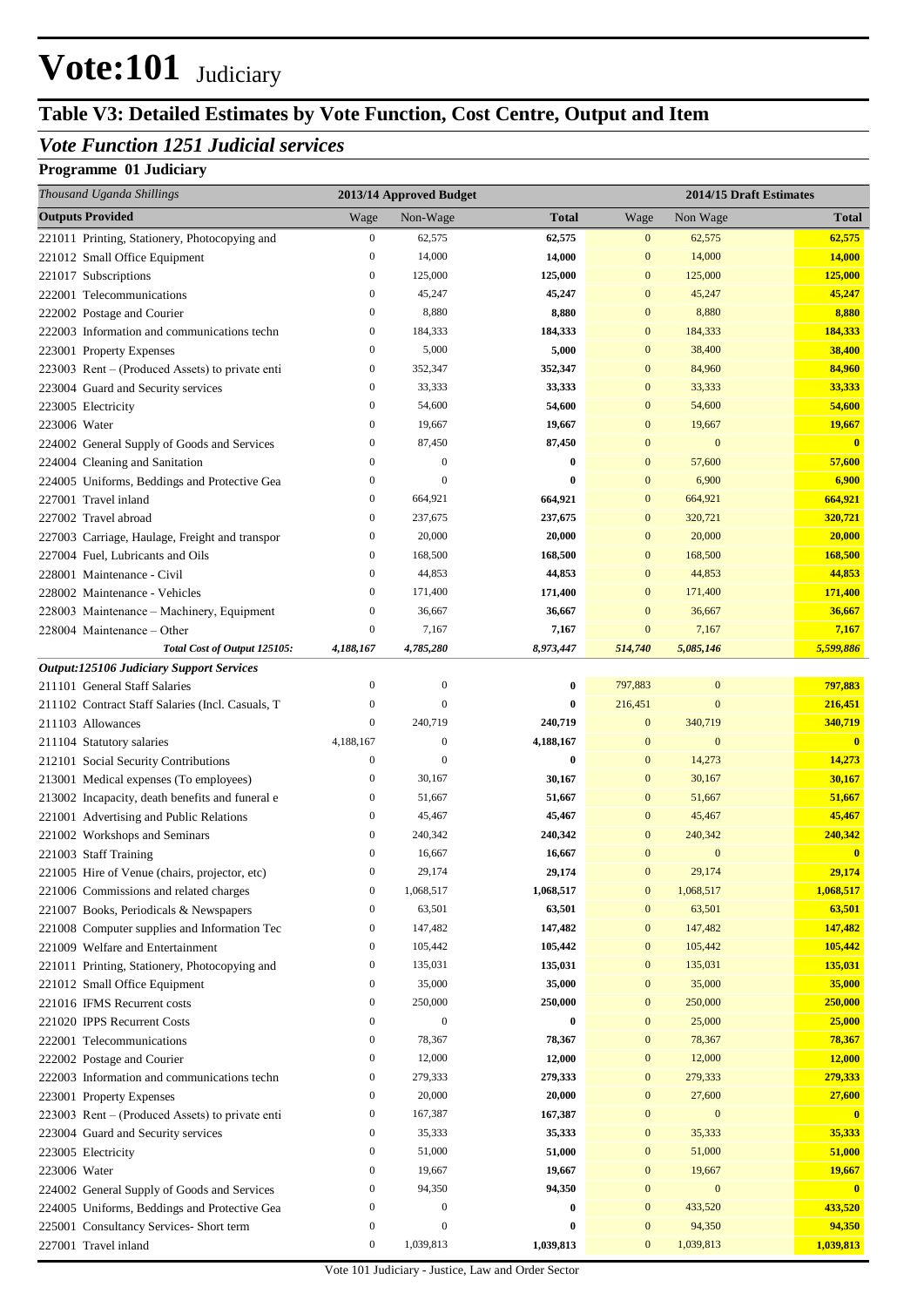# Vote:101 Judiciary

## Table V3: Detailed Estimates by Vote Function, Cost Centre, Output and Item

### *Vote Function 1251 Judicial services*

#### Programme 01 Judiciary

| *Thousand Uganda Shillings* | 2013/14 Approved Budget | | | 2014/15 Draft Estimates | | |
|---|---|---|---|---|---|---|
| **Outputs Provided** | Wage | Non-Wage | **Total** | Wage | Non Wage | **Total** |
| 221011 Printing, Stationery, Photocopying and | 0 | 62,575 | **62,575** | 0 | 62,575 | **62,575** |
| 221012 Small Office Equipment | 0 | 14,000 | **14,000** | 0 | 14,000 | **14,000** |
| 221017 Subscriptions | 0 | 125,000 | **125,000** | 0 | 125,000 | **125,000** |
| 222001 Telecommunications | 0 | 45,247 | **45,247** | 0 | 45,247 | **45,247** |
| 222002 Postage and Courier | 0 | 8,880 | **8,880** | 0 | 8,880 | **8,880** |
| 222003 Information and communications techn | 0 | 184,333 | **184,333** | 0 | 184,333 | **184,333** |
| 223001 Property Expenses | 0 | 5,000 | **5,000** | 0 | 38,400 | **38,400** |
| 223003 Rent – (Produced Assets) to private enti | 0 | 352,347 | **352,347** | 0 | 84,960 | **84,960** |
| 223004 Guard and Security services | 0 | 33,333 | **33,333** | 0 | 33,333 | **33,333** |
| 223005 Electricity | 0 | 54,600 | **54,600** | 0 | 54,600 | **54,600** |
| 223006 Water | 0 | 19,667 | **19,667** | 0 | 19,667 | **19,667** |
| 224002 General Supply of Goods and Services | 0 | 87,450 | **87,450** | 0 | 0 | **0** |
| 224004 Cleaning and Sanitation | 0 | 0 | **0** | 0 | 57,600 | **57,600** |
| 224005 Uniforms, Beddings and Protective Gea | 0 | 0 | **0** | 0 | 6,900 | **6,900** |
| 227001 Travel inland | 0 | 664,921 | **664,921** | 0 | 664,921 | **664,921** |
| 227002 Travel abroad | 0 | 237,675 | **237,675** | 0 | 320,721 | **320,721** |
| 227003 Carriage, Haulage, Freight and transpor | 0 | 20,000 | **20,000** | 0 | 20,000 | **20,000** |
| 227004 Fuel, Lubricants and Oils | 0 | 168,500 | **168,500** | 0 | 168,500 | **168,500** |
| 228001 Maintenance - Civil | 0 | 44,853 | **44,853** | 0 | 44,853 | **44,853** |
| 228002 Maintenance - Vehicles | 0 | 171,400 | **171,400** | 0 | 171,400 | **171,400** |
| 228003 Maintenance – Machinery, Equipment | 0 | 36,667 | **36,667** | 0 | 36,667 | **36,667** |
| 228004 Maintenance – Other | 0 | 7,167 | **7,167** | 0 | 7,167 | **7,167** |
| ***Total Cost of Output 125105:*** | ***4,188,167*** | ***4,785,280*** | ***8,973,447*** | ***514,740*** | ***5,085,146*** | ***5,599,886*** |
| ***Output:125106 Judiciary Support Services*** | | | | | | |
| 211101 General Staff Salaries | 0 | 0 | **0** | 797,883 | 0 | **797,883** |
| 211102 Contract Staff Salaries (Incl. Casuals, T | 0 | 0 | **0** | 216,451 | 0 | **216,451** |
| 211103 Allowances | 0 | 240,719 | **240,719** | 0 | 340,719 | **340,719** |
| 211104 Statutory salaries | 4,188,167 | 0 | **4,188,167** | 0 | 0 | **0** |
| 212101 Social Security Contributions | 0 | 0 | **0** | 0 | 14,273 | **14,273** |
| 213001 Medical expenses (To employees) | 0 | 30,167 | **30,167** | 0 | 30,167 | **30,167** |
| 213002 Incapacity, death benefits and funeral e | 0 | 51,667 | **51,667** | 0 | 51,667 | **51,667** |
| 221001 Advertising and Public Relations | 0 | 45,467 | **45,467** | 0 | 45,467 | **45,467** |
| 221002 Workshops and Seminars | 0 | 240,342 | **240,342** | 0 | 240,342 | **240,342** |
| 221003 Staff Training | 0 | 16,667 | **16,667** | 0 | 0 | **0** |
| 221005 Hire of Venue (chairs, projector, etc) | 0 | 29,174 | **29,174** | 0 | 29,174 | **29,174** |
| 221006 Commissions and related charges | 0 | 1,068,517 | **1,068,517** | 0 | 1,068,517 | **1,068,517** |
| 221007 Books, Periodicals & Newspapers | 0 | 63,501 | **63,501** | 0 | 63,501 | **63,501** |
| 221008 Computer supplies and Information Tec | 0 | 147,482 | **147,482** | 0 | 147,482 | **147,482** |
| 221009 Welfare and Entertainment | 0 | 105,442 | **105,442** | 0 | 105,442 | **105,442** |
| 221011 Printing, Stationery, Photocopying and | 0 | 135,031 | **135,031** | 0 | 135,031 | **135,031** |
| 221012 Small Office Equipment | 0 | 35,000 | **35,000** | 0 | 35,000 | **35,000** |
| 221016 IFMS Recurrent costs | 0 | 250,000 | **250,000** | 0 | 250,000 | **250,000** |
| 221020 IPPS Recurrent Costs | 0 | 0 | **0** | 0 | 25,000 | **25,000** |
| 222001 Telecommunications | 0 | 78,367 | **78,367** | 0 | 78,367 | **78,367** |
| 222002 Postage and Courier | 0 | 12,000 | **12,000** | 0 | 12,000 | **12,000** |
| 222003 Information and communications techn | 0 | 279,333 | **279,333** | 0 | 279,333 | **279,333** |
| 223001 Property Expenses | 0 | 20,000 | **20,000** | 0 | 27,600 | **27,600** |
| 223003 Rent – (Produced Assets) to private enti | 0 | 167,387 | **167,387** | 0 | 0 | **0** |
| 223004 Guard and Security services | 0 | 35,333 | **35,333** | 0 | 35,333 | **35,333** |
| 223005 Electricity | 0 | 51,000 | **51,000** | 0 | 51,000 | **51,000** |
| 223006 Water | 0 | 19,667 | **19,667** | 0 | 19,667 | **19,667** |
| 224002 General Supply of Goods and Services | 0 | 94,350 | **94,350** | 0 | 0 | **0** |
| 224005 Uniforms, Beddings and Protective Gea | 0 | 0 | **0** | 0 | 433,520 | **433,520** |
| 225001 Consultancy Services- Short term | 0 | 0 | **0** | 0 | 94,350 | **94,350** |
| 227001 Travel inland | 0 | 1,039,813 | **1,039,813** | 0 | 1,039,813 | **1,039,813** |

Vote 101 Judiciary - Justice, Law and Order Sector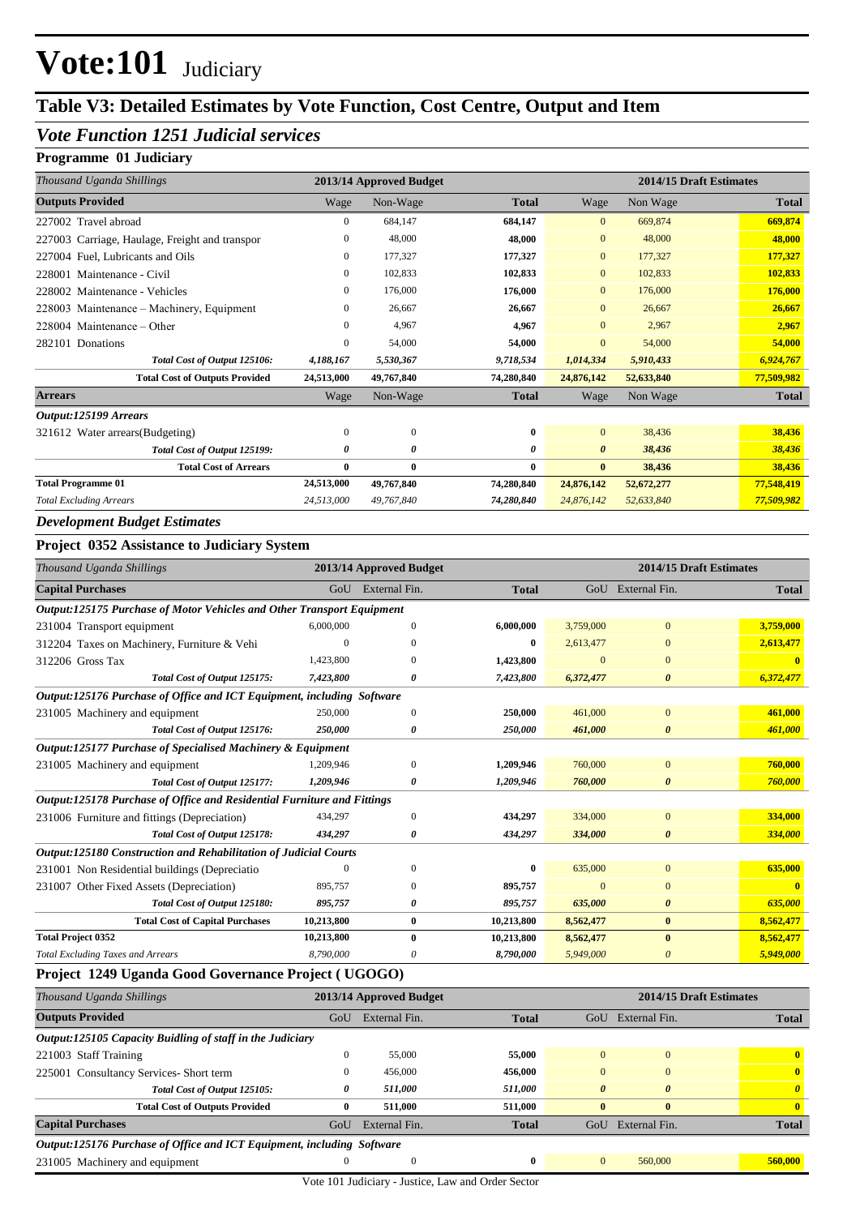# Vote:101 Judiciary

## Table V3: Detailed Estimates by Vote Function, Cost Centre, Output and Item

### *Vote Function 1251 Judicial services*

**Programme 01 Judiciary**

| *Thousand Uganda Shillings* | 2013/14 Approved Budget | | | 2014/15 Draft Estimates | | |
|---|---|---|---|---|---|---|
| **Outputs Provided** | Wage | Non-Wage | **Total** | Wage | Non Wage | **Total** |
| 227002 Travel abroad | 0 | 684,147 | **684,147** | 0 | 669,874 | **669,874** |
| 227003 Carriage, Haulage, Freight and transpor | 0 | 48,000 | **48,000** | 0 | 48,000 | **48,000** |
| 227004 Fuel, Lubricants and Oils | 0 | 177,327 | **177,327** | 0 | 177,327 | **177,327** |
| 228001 Maintenance - Civil | 0 | 102,833 | **102,833** | 0 | 102,833 | **102,833** |
| 228002 Maintenance - Vehicles | 0 | 176,000 | **176,000** | 0 | 176,000 | **176,000** |
| 228003 Maintenance – Machinery, Equipment | 0 | 26,667 | **26,667** | 0 | 26,667 | **26,667** |
| 228004 Maintenance – Other | 0 | 4,967 | **4,967** | 0 | 2,967 | **2,967** |
| 282101 Donations | 0 | 54,000 | **54,000** | 0 | 54,000 | **54,000** |
| ***Total Cost of Output 125106:*** | ***4,188,167*** | ***5,530,367*** | ***9,718,534*** | ***1,014,334*** | ***5,910,433*** | ***6,924,767*** |
| **Total Cost of Outputs Provided** | **24,513,000** | **49,767,840** | **74,280,840** | **24,876,142** | **52,633,840** | **77,509,982** |
| **Arrears** | Wage | Non-Wage | **Total** | Wage | Non Wage | **Total** |
| ***Output:125199 Arrears*** | | | | | | |
| 321612 Water arrears(Budgeting) | 0 | 0 | **0** | 0 | 38,436 | **38,436** |
| ***Total Cost of Output 125199:*** | ***0*** | ***0*** | ***0*** | ***0*** | ***38,436*** | ***38,436*** |
| **Total Cost of Arrears** | **0** | **0** | **0** | **0** | **38,436** | **38,436** |
| **Total Programme 01** | **24,513,000** | **49,767,840** | **74,280,840** | **24,876,142** | **52,672,277** | **77,548,419** |
| *Total Excluding Arrears* | *24,513,000* | *49,767,840* | *74,280,840* | *24,876,142* | *52,633,840* | *77,509,982* |

### *Development Budget Estimates*

**Project 0352 Assistance to Judiciary System**

| *Thousand Uganda Shillings* | 2013/14 Approved Budget | | | 2014/15 Draft Estimates | | |
|---|---|---|---|---|---|---|
| **Capital Purchases** | GoU | External Fin. | **Total** | GoU | External Fin. | **Total** |
| ***Output:125175 Purchase of Motor Vehicles and Other Transport Equipment*** | | | | | | |
| 231004 Transport equipment | 6,000,000 | 0 | **6,000,000** | 3,759,000 | 0 | **3,759,000** |
| 312204 Taxes on Machinery, Furniture & Vehi | 0 | 0 | **0** | 2,613,477 | 0 | **2,613,477** |
| 312206 Gross Tax | 1,423,800 | 0 | **1,423,800** | 0 | 0 | **0** |
| ***Total Cost of Output 125175:*** | ***7,423,800*** | ***0*** | ***7,423,800*** | ***6,372,477*** | ***0*** | ***6,372,477*** |
| ***Output:125176 Purchase of Office and ICT Equipment, including Software*** | | | | | | |
| 231005 Machinery and equipment | 250,000 | 0 | **250,000** | 461,000 | 0 | **461,000** |
| ***Total Cost of Output 125176:*** | ***250,000*** | ***0*** | ***250,000*** | ***461,000*** | ***0*** | ***461,000*** |
| ***Output:125177 Purchase of Specialised Machinery & Equipment*** | | | | | | |
| 231005 Machinery and equipment | 1,209,946 | 0 | **1,209,946** | 760,000 | 0 | **760,000** |
| ***Total Cost of Output 125177:*** | ***1,209,946*** | ***0*** | ***1,209,946*** | ***760,000*** | ***0*** | ***760,000*** |
| ***Output:125178 Purchase of Office and Residential Furniture and Fittings*** | | | | | | |
| 231006 Furniture and fittings (Depreciation) | 434,297 | 0 | **434,297** | 334,000 | 0 | **334,000** |
| ***Total Cost of Output 125178:*** | ***434,297*** | ***0*** | ***434,297*** | ***334,000*** | ***0*** | ***334,000*** |
| ***Output:125180 Construction and Rehabilitation of Judicial Courts*** | | | | | | |
| 231001 Non Residential buildings (Depreciatio | 0 | 0 | **0** | 635,000 | 0 | **635,000** |
| 231007 Other Fixed Assets (Depreciation) | 895,757 | 0 | **895,757** | 0 | 0 | **0** |
| ***Total Cost of Output 125180:*** | ***895,757*** | ***0*** | ***895,757*** | ***635,000*** | ***0*** | ***635,000*** |
| **Total Cost of Capital Purchases** | **10,213,800** | **0** | **10,213,800** | **8,562,477** | **0** | **8,562,477** |
| **Total Project 0352** | **10,213,800** | **0** | **10,213,800** | **8,562,477** | **0** | **8,562,477** |
| *Total Excluding Taxes and Arrears* | *8,790,000* | *0* | *8,790,000* | *5,949,000* | *0* | *5,949,000* |

**Project 1249 Uganda Good Governance Project ( UGOGO)**

| *Thousand Uganda Shillings* | 2013/14 Approved Budget | | | 2014/15 Draft Estimates | | |
|---|---|---|---|---|---|---|
| **Outputs Provided** | GoU | External Fin. | **Total** | GoU | External Fin. | **Total** |
| ***Output:125105 Capacity Buidling of staff in the Judiciary*** | | | | | | |
| 221003 Staff Training | 0 | 55,000 | **55,000** | 0 | 0 | **0** |
| 225001 Consultancy Services- Short term | 0 | 456,000 | **456,000** | 0 | 0 | **0** |
| ***Total Cost of Output 125105:*** | ***0*** | ***511,000*** | ***511,000*** | ***0*** | ***0*** | ***0*** |
| **Total Cost of Outputs Provided** | **0** | **511,000** | **511,000** | **0** | **0** | **0** |
| **Capital Purchases** | GoU | External Fin. | **Total** | GoU | External Fin. | **Total** |
| ***Output:125176 Purchase of Office and ICT Equipment, including Software*** | | | | | | |
| 231005 Machinery and equipment | 0 | 0 | **0** | 0 | 560,000 | **560,000** |

Vote 101 Judiciary - Justice, Law and Order Sector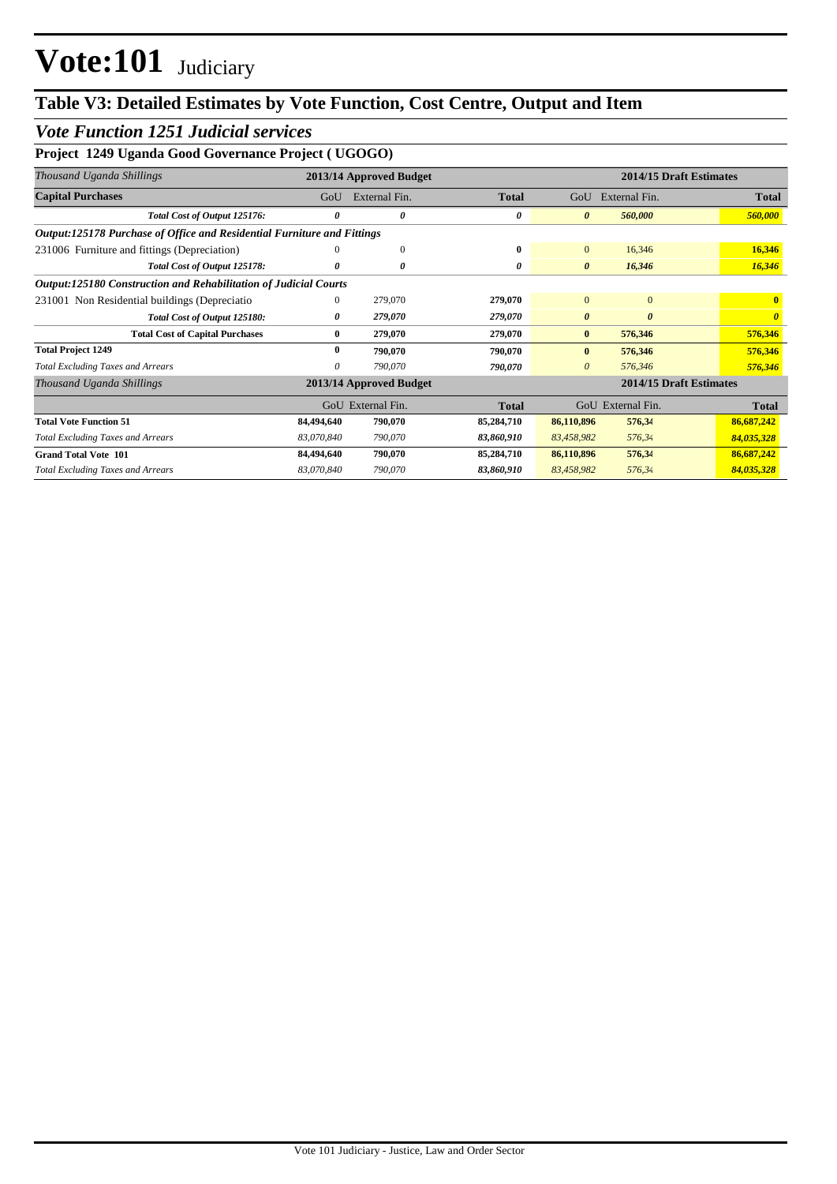# Vote:101 Judiciary

## Table V3: Detailed Estimates by Vote Function, Cost Centre, Output and Item

### *Vote Function 1251 Judicial services*

### Project 1249 Uganda Good Governance Project ( UGOGO)

| *Thousand Uganda Shillings* | 2013/14 Approved Budget | | | 2014/15 Draft Estimates | | |
|---|---|---|---|---|---|---|
| **Capital Purchases** | GoU | External Fin. | **Total** | GoU | External Fin. | **Total** |
| ***Total Cost of Output 125176:*** | ***0*** | ***0*** | ***0*** | ***0*** | ***560,000*** | ***560,000*** |
| ***Output:125178 Purchase of Office and Residential Furniture and Fittings*** | | | | | | |
| 231006 Furniture and fittings (Depreciation) | 0 | 0 | **0** | 0 | 16,346 | **16,346** |
| ***Total Cost of Output 125178:*** | ***0*** | ***0*** | ***0*** | ***0*** | ***16,346*** | ***16,346*** |
| ***Output:125180 Construction and Rehabilitation of Judicial Courts*** | | | | | | |
| 231001 Non Residential buildings (Depreciatio | 0 | 279,070 | **279,070** | 0 | 0 | **0** |
| ***Total Cost of Output 125180:*** | ***0*** | ***279,070*** | ***279,070*** | ***0*** | ***0*** | ***0*** |
| **Total Cost of Capital Purchases** | **0** | **279,070** | **279,070** | **0** | **576,346** | **576,346** |
| **Total Project 1249** | **0** | **790,070** | **790,070** | **0** | **576,346** | **576,346** |
| *Total Excluding Taxes and Arrears* | *0* | *790,070* | *790,070* | *0* | *576,346* | *576,346* |

| *Thousand Uganda Shillings* | 2013/14 Approved Budget | | | 2014/15 Draft Estimates | | |
|---|---|---|---|---|---|---|
| | GoU | External Fin. | **Total** | GoU | External Fin. | **Total** |
| **Total Vote Function 51** | **84,494,640** | **790,070** | **85,284,710** | **86,110,896** | **576,34** | **86,687,242** |
| *Total Excluding Taxes and Arrears* | *83,070,840* | *790,070* | *83,860,910* | *83,458,982* | *576,34* | *84,035,328* |
| **Grand Total Vote 101** | **84,494,640** | **790,070** | **85,284,710** | **86,110,896** | **576,34** | **86,687,242** |
| *Total Excluding Taxes and Arrears* | *83,070,840* | *790,070* | *83,860,910* | *83,458,982* | *576,34* | *84,035,328* |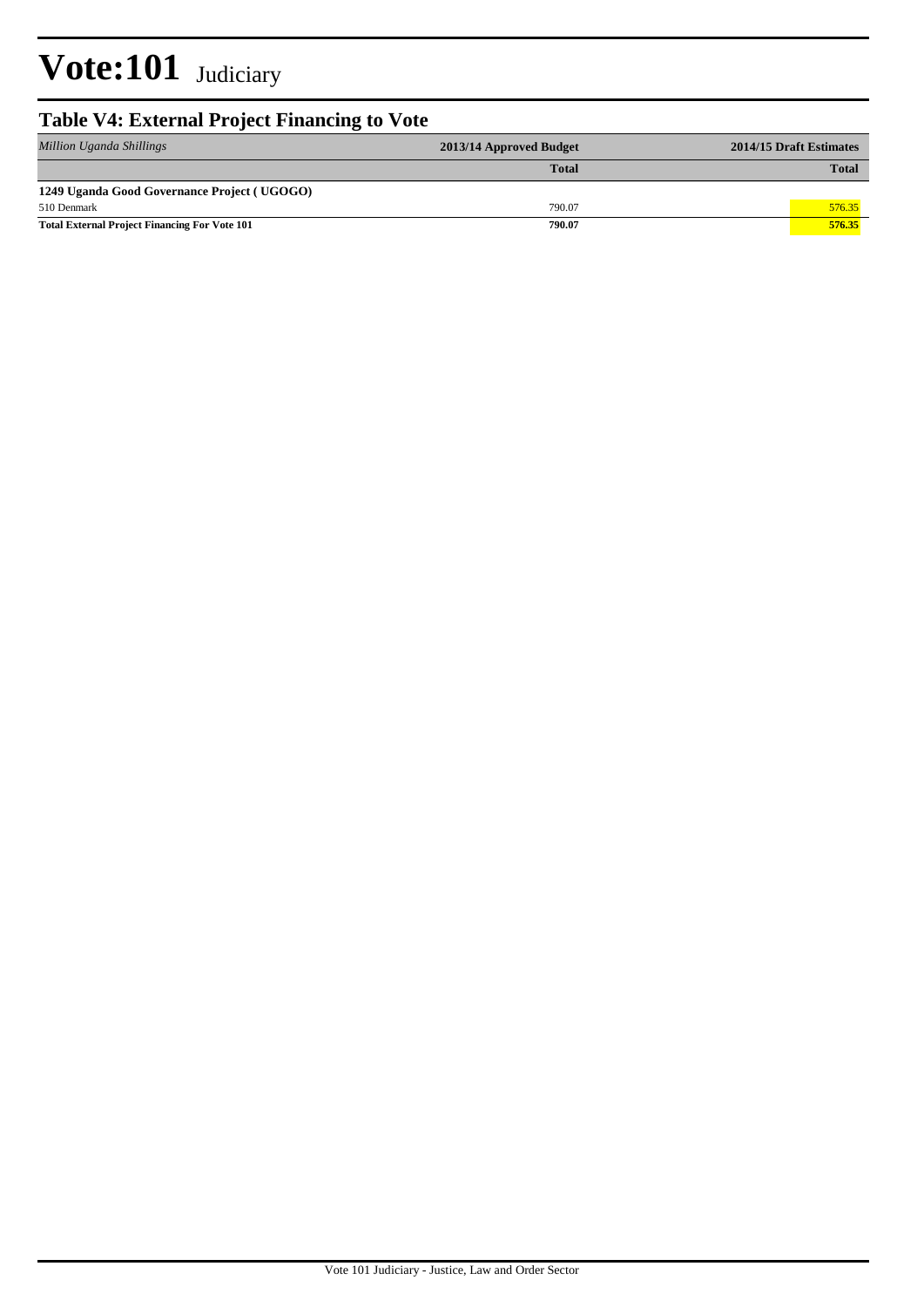# Vote:101 Judiciary

## Table V4: External Project Financing to Vote

| *Million Uganda Shillings* | 2013/14 Approved Budget | 2014/15 Draft Estimates |
|---|---|---|
| | **Total** | **Total** |
| **1249 Uganda Good Governance Project ( UGOGO)** | | |
| 510 Denmark | 790.07 | 576.35 |
| **Total External Project Financing For Vote 101** | **790.07** | **576.35** |